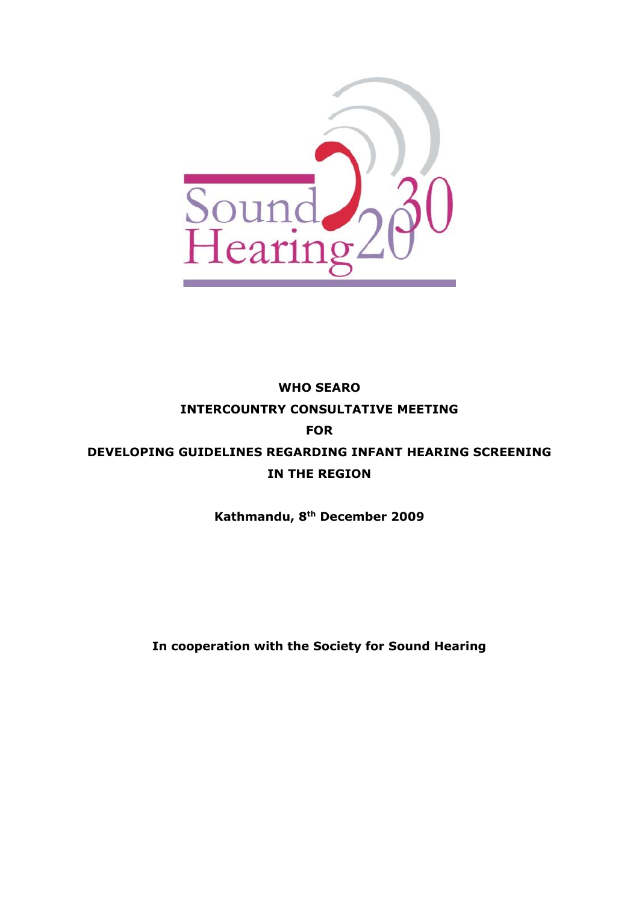Sound Hearing 2030

**WHO SEARO**

**INTERCOUNTRY CONSULTATIVE MEETING**

**FOR**

**DEVELOPING GUIDELINES REGARDING INFANT HEARING SCREENING IN THE REGION**

**Kathmandu, 8th December 2009**

**In cooperation with the Society for Sound Hearing**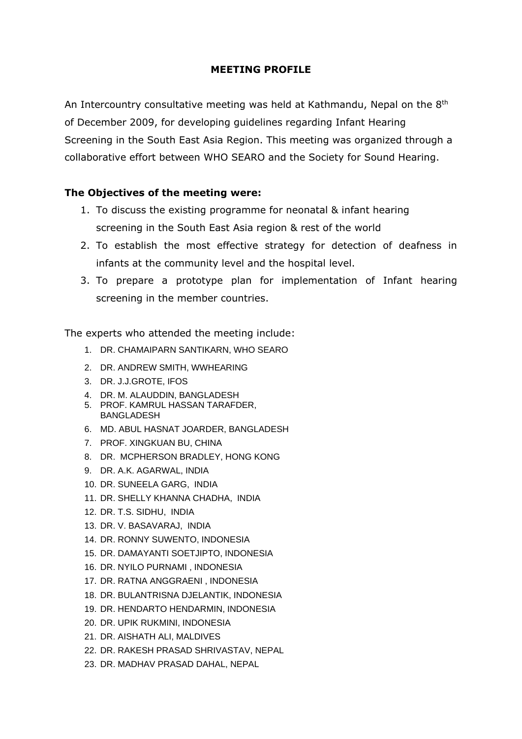# MEETING PROFILE

An Intercountry consultative meeting was held at Kathmandu, Nepal on the 8th of December 2009, for developing guidelines regarding Infant Hearing Screening in the South East Asia Region. This meeting was organized through a collaborative effort between WHO SEARO and the Society for Sound Hearing.

**The Objectives of the meeting were:**

1. To discuss the existing programme for neonatal & infant hearing screening in the South East Asia region & rest of the world
2. To establish the most effective strategy for detection of deafness in infants at the community level and the hospital level.
3. To prepare a prototype plan for implementation of Infant hearing screening in the member countries.

The experts who attended the meeting include:

1. DR. CHAMAIPARN SANTIKARN, WHO SEARO
2. DR. ANDREW SMITH, WWHEARING
3. DR. J.J.GROTE, IFOS
4. DR. M. ALAUDDIN, BANGLADESH
5. PROF. KAMRUL HASSAN TARAFDER, BANGLADESH
6. MD. ABUL HASNAT JOARDER, BANGLADESH
7. PROF. XINGKUAN BU, CHINA
8. DR. MCPHERSON BRADLEY, HONG KONG
9. DR. A.K. AGARWAL, INDIA
10. DR. SUNEELA GARG, INDIA
11. DR. SHELLY KHANNA CHADHA, INDIA
12. DR. T.S. SIDHU, INDIA
13. DR. V. BASAVARAJ, INDIA
14. DR. RONNY SUWENTO, INDONESIA
15. DR. DAMAYANTI SOETJIPTO, INDONESIA
16. DR. NYILO PURNAMI , INDONESIA
17. DR. RATNA ANGGRAENI , INDONESIA
18. DR. BULANTRISNA DJELANTIK, INDONESIA
19. DR. HENDARTO HENDARMIN, INDONESIA
20. DR. UPIK RUKMINI, INDONESIA
21. DR. AISHATH ALI, MALDIVES
22. DR. RAKESH PRASAD SHRIVASTAV, NEPAL
23. DR. MADHAV PRASAD DAHAL, NEPAL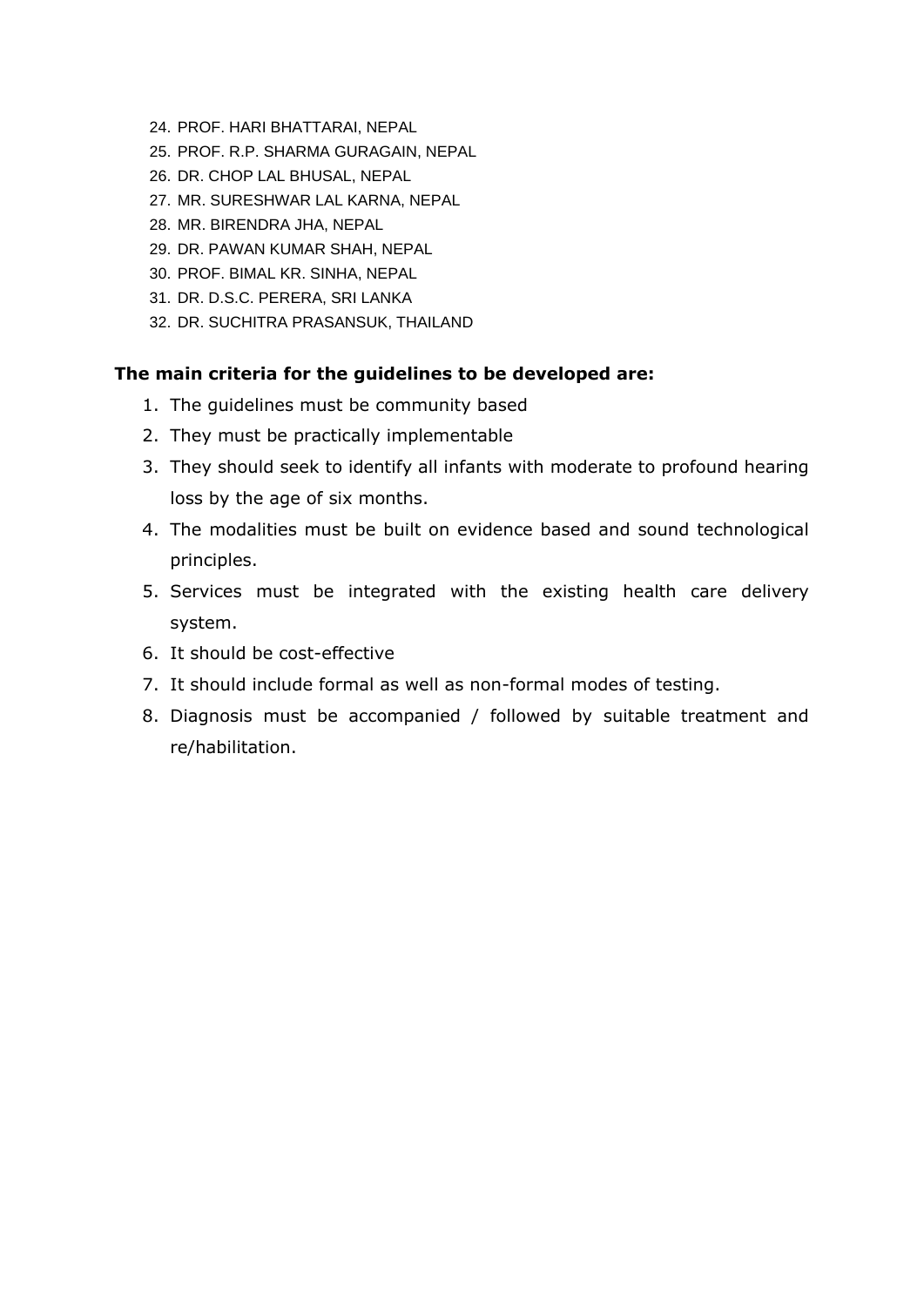24. PROF. HARI BHATTARAI, NEPAL
25. PROF. R.P. SHARMA GURAGAIN, NEPAL
26. DR. CHOP LAL BHUSAL, NEPAL
27. MR. SURESHWAR LAL KARNA, NEPAL
28. MR. BIRENDRA JHA, NEPAL
29. DR. PAWAN KUMAR SHAH, NEPAL
30. PROF. BIMAL KR. SINHA, NEPAL
31. DR. D.S.C. PERERA, SRI LANKA
32. DR. SUCHITRA PRASANSUK, THAILAND

**The main criteria for the guidelines to be developed are:**

1. The guidelines must be community based
2. They must be practically implementable
3. They should seek to identify all infants with moderate to profound hearing loss by the age of six months.
4. The modalities must be built on evidence based and sound technological principles.
5. Services must be integrated with the existing health care delivery system.
6. It should be cost-effective
7. It should include formal as well as non-formal modes of testing.
8. Diagnosis must be accompanied / followed by suitable treatment and re/habilitation.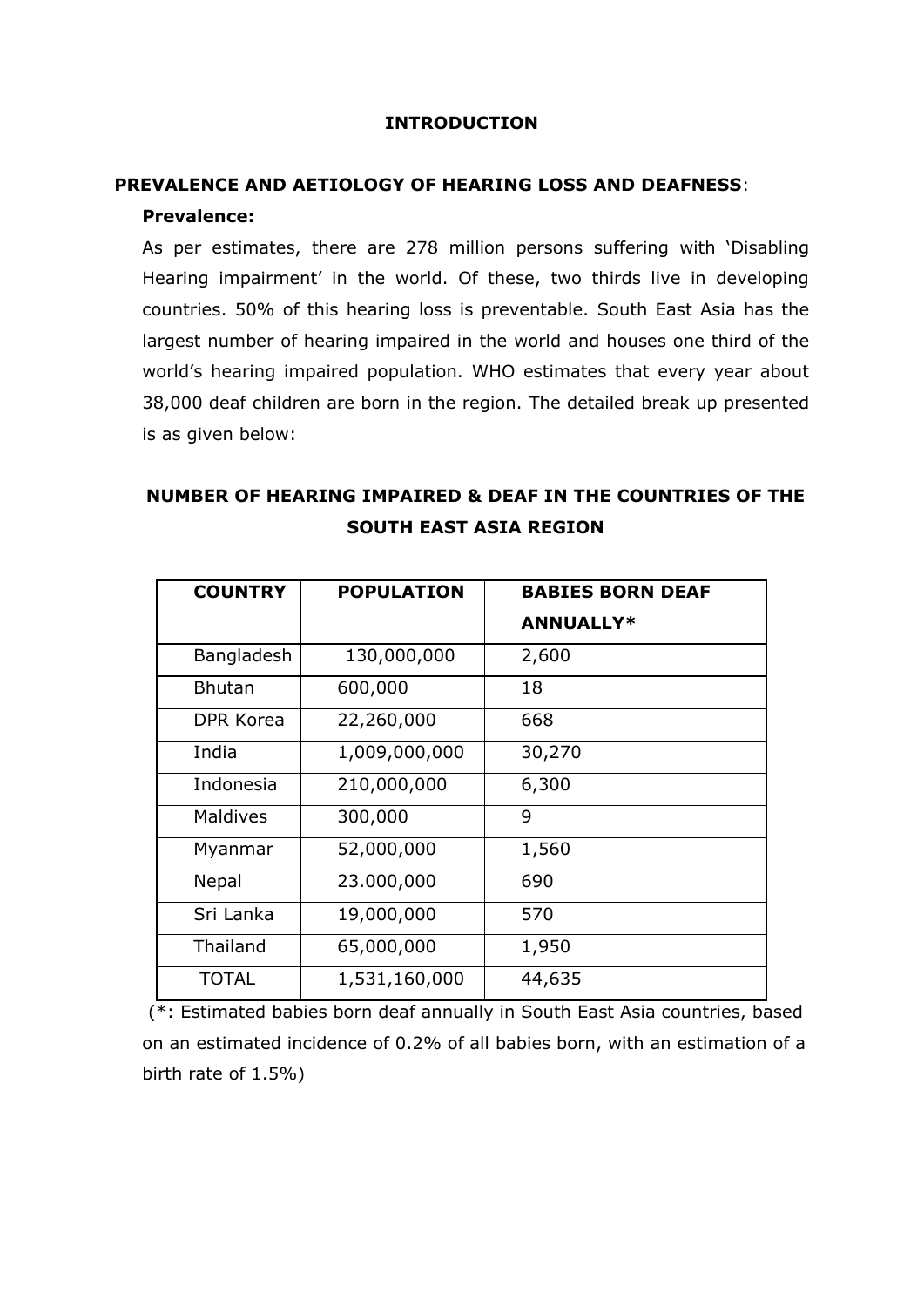# INTRODUCTION

## PREVALENCE AND AETIOLOGY OF HEARING LOSS AND DEAFNESS:

### Prevalence:

As per estimates, there are 278 million persons suffering with 'Disabling Hearing impairment' in the world. Of these, two thirds live in developing countries. 50% of this hearing loss is preventable. South East Asia has the largest number of hearing impaired in the world and houses one third of the world's hearing impaired population. WHO estimates that every year about 38,000 deaf children are born in the region. The detailed break up presented is as given below:

**NUMBER OF HEARING IMPAIRED & DEAF IN THE COUNTRIES OF THE SOUTH EAST ASIA REGION**

| COUNTRY | POPULATION | BABIES BORN DEAF ANNUALLY* |
|---|---|---|
| Bangladesh | 130,000,000 | 2,600 |
| Bhutan | 600,000 | 18 |
| DPR Korea | 22,260,000 | 668 |
| India | 1,009,000,000 | 30,270 |
| Indonesia | 210,000,000 | 6,300 |
| Maldives | 300,000 | 9 |
| Myanmar | 52,000,000 | 1,560 |
| Nepal | 23.000,000 | 690 |
| Sri Lanka | 19,000,000 | 570 |
| Thailand | 65,000,000 | 1,950 |
| TOTAL | 1,531,160,000 | 44,635 |

(*: Estimated babies born deaf annually in South East Asia countries, based on an estimated incidence of 0.2% of all babies born, with an estimation of a birth rate of 1.5%)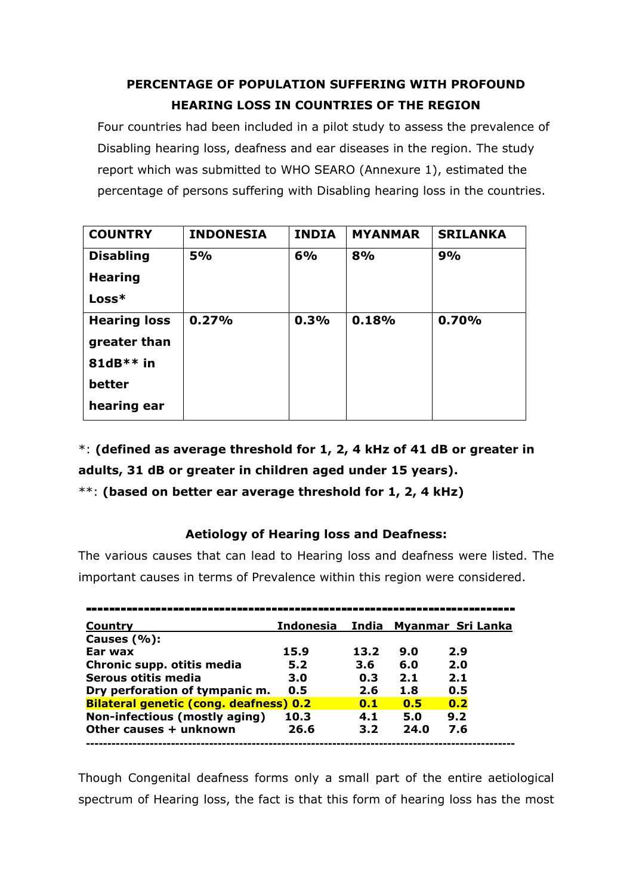## PERCENTAGE OF POPULATION SUFFERING WITH PROFOUND HEARING LOSS IN COUNTRIES OF THE REGION

Four countries had been included in a pilot study to assess the prevalence of Disabling hearing loss, deafness and ear diseases in the region. The study report which was submitted to WHO SEARO (Annexure 1), estimated the percentage of persons suffering with Disabling hearing loss in the countries.

| COUNTRY | INDONESIA | INDIA | MYANMAR | SRILANKA |
|---|---|---|---|---|
| **Disabling Hearing Loss*** | **5%** | **6%** | **8%** | **9%** |
| **Hearing loss greater than 81dB** in better hearing ear** | **0.27%** | **0.3%** | **0.18%** | **0.70%** |

*: **(defined as average threshold for 1, 2, 4 kHz of 41 dB or greater in adults, 31 dB or greater in children aged under 15 years).**
**: **(based on better ear average threshold for 1, 2, 4 kHz)**

### Aetiology of Hearing loss and Deafness:

The various causes that can lead to Hearing loss and deafness were listed. The important causes in terms of Prevalence within this region were considered.

| Country | Indonesia | India | Myanmar | Sri Lanka |
|---|---|---|---|---|
| **Causes (%):** | | | | |
| **Ear wax** | **15.9** | **13.2** | **9.0** | **2.9** |
| **Chronic supp. otitis media** | **5.2** | **3.6** | **6.0** | **2.0** |
| **Serous otitis media** | **3.0** | **0.3** | **2.1** | **2.1** |
| **Dry perforation of tympanic m.** | **0.5** | **2.6** | **1.8** | **0.5** |
| **Bilateral genetic (cong. deafness)** | **0.2** | **0.1** | **0.5** | **0.2** |
| **Non-infectious (mostly aging)** | **10.3** | **4.1** | **5.0** | **9.2** |
| **Other causes + unknown** | **26.6** | **3.2** | **24.0** | **7.6** |

Though Congenital deafness forms only a small part of the entire aetiological spectrum of Hearing loss, the fact is that this form of hearing loss has the most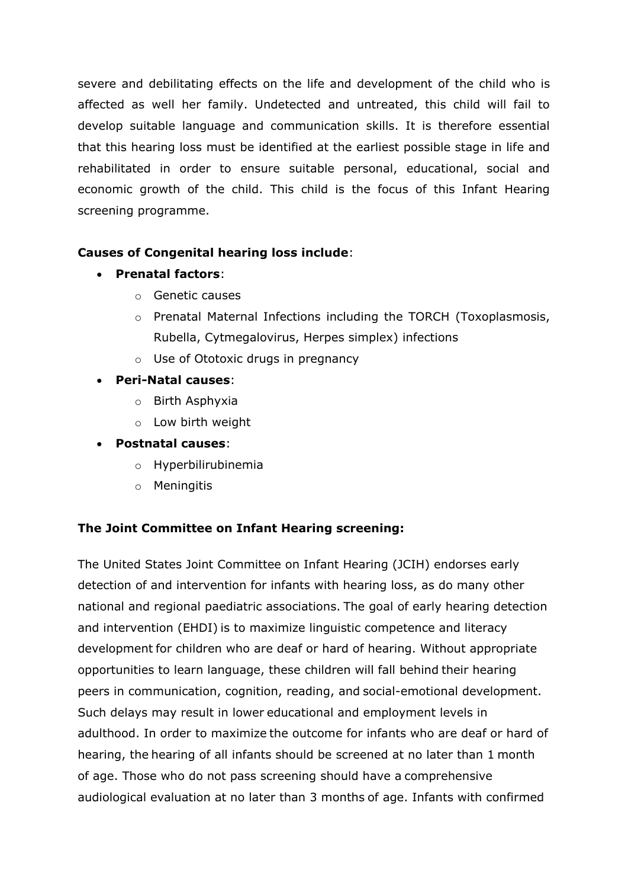severe and debilitating effects on the life and development of the child who is affected as well her family. Undetected and untreated, this child will fail to develop suitable language and communication skills. It is therefore essential that this hearing loss must be identified at the earliest possible stage in life and rehabilitated in order to ensure suitable personal, educational, social and economic growth of the child. This child is the focus of this Infant Hearing screening programme.

**Causes of Congenital hearing loss include**:

- **Prenatal factors**:
  - Genetic causes
  - Prenatal Maternal Infections including the TORCH (Toxoplasmosis, Rubella, Cytmegalovirus, Herpes simplex) infections
  - Use of Ototoxic drugs in pregnancy
- **Peri-Natal causes**:
  - Birth Asphyxia
  - Low birth weight
- **Postnatal causes**:
  - Hyperbilirubinemia
  - Meningitis

**The Joint Committee on Infant Hearing screening:**

The United States Joint Committee on Infant Hearing (JCIH) endorses early detection of and intervention for infants with hearing loss, as do many other national and regional paediatric associations. The goal of early hearing detection and intervention (EHDI) is to maximize linguistic competence and literacy development for children who are deaf or hard of hearing. Without appropriate opportunities to learn language, these children will fall behind their hearing peers in communication, cognition, reading, and social-emotional development. Such delays may result in lower educational and employment levels in adulthood. In order to maximize the outcome for infants who are deaf or hard of hearing, the hearing of all infants should be screened at no later than 1 month of age. Those who do not pass screening should have a comprehensive audiological evaluation at no later than 3 months of age. Infants with confirmed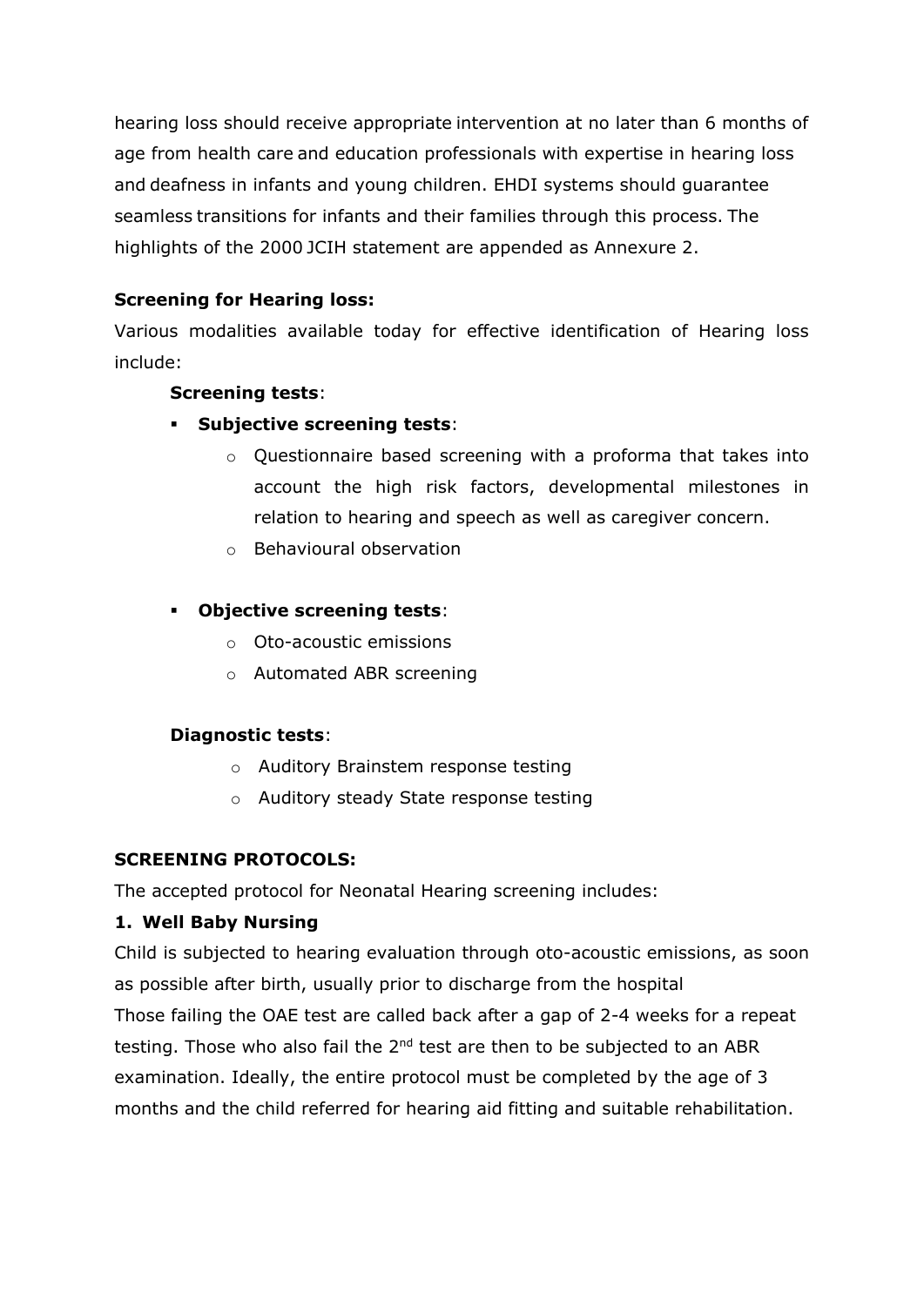hearing loss should receive appropriate intervention at no later than 6 months of age from health care and education professionals with expertise in hearing loss and deafness in infants and young children. EHDI systems should guarantee seamless transitions for infants and their families through this process. The highlights of the 2000 JCIH statement are appended as Annexure 2.

**Screening for Hearing loss:**

Various modalities available today for effective identification of Hearing loss include:

**Screening tests**:

- **Subjective screening tests**:
  - Questionnaire based screening with a proforma that takes into account the high risk factors, developmental milestones in relation to hearing and speech as well as caregiver concern.
  - Behavioural observation

- **Objective screening tests**:
  - Oto-acoustic emissions
  - Automated ABR screening

**Diagnostic tests**:

- Auditory Brainstem response testing
- Auditory steady State response testing

**SCREENING PROTOCOLS:**

The accepted protocol for Neonatal Hearing screening includes:

**1. Well Baby Nursing**

Child is subjected to hearing evaluation through oto-acoustic emissions, as soon as possible after birth, usually prior to discharge from the hospital

Those failing the OAE test are called back after a gap of 2-4 weeks for a repeat testing. Those who also fail the 2nd test are then to be subjected to an ABR examination. Ideally, the entire protocol must be completed by the age of 3 months and the child referred for hearing aid fitting and suitable rehabilitation.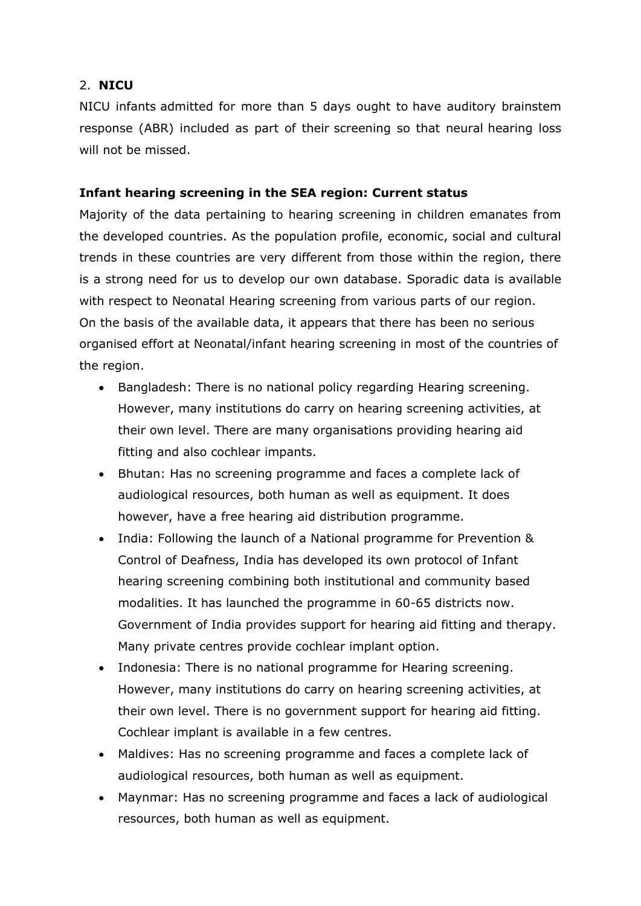2. **NICU**

NICU infants admitted for more than 5 days ought to have auditory brainstem response (ABR) included as part of their screening so that neural hearing loss will not be missed.

**Infant hearing screening in the SEA region: Current status**

Majority of the data pertaining to hearing screening in children emanates from the developed countries. As the population profile, economic, social and cultural trends in these countries are very different from those within the region, there is a strong need for us to develop our own database. Sporadic data is available with respect to Neonatal Hearing screening from various parts of our region. On the basis of the available data, it appears that there has been no serious organised effort at Neonatal/infant hearing screening in most of the countries of the region.

- Bangladesh: There is no national policy regarding Hearing screening. However, many institutions do carry on hearing screening activities, at their own level. There are many organisations providing hearing aid fitting and also cochlear impants.
- Bhutan: Has no screening programme and faces a complete lack of audiological resources, both human as well as equipment. It does however, have a free hearing aid distribution programme.
- India: Following the launch of a National programme for Prevention & Control of Deafness, India has developed its own protocol of Infant hearing screening combining both institutional and community based modalities. It has launched the programme in 60-65 districts now. Government of India provides support for hearing aid fitting and therapy. Many private centres provide cochlear implant option.
- Indonesia: There is no national programme for Hearing screening. However, many institutions do carry on hearing screening activities, at their own level. There is no government support for hearing aid fitting. Cochlear implant is available in a few centres.
- Maldives: Has no screening programme and faces a complete lack of audiological resources, both human as well as equipment.
- Maynmar: Has no screening programme and faces a lack of audiological resources, both human as well as equipment.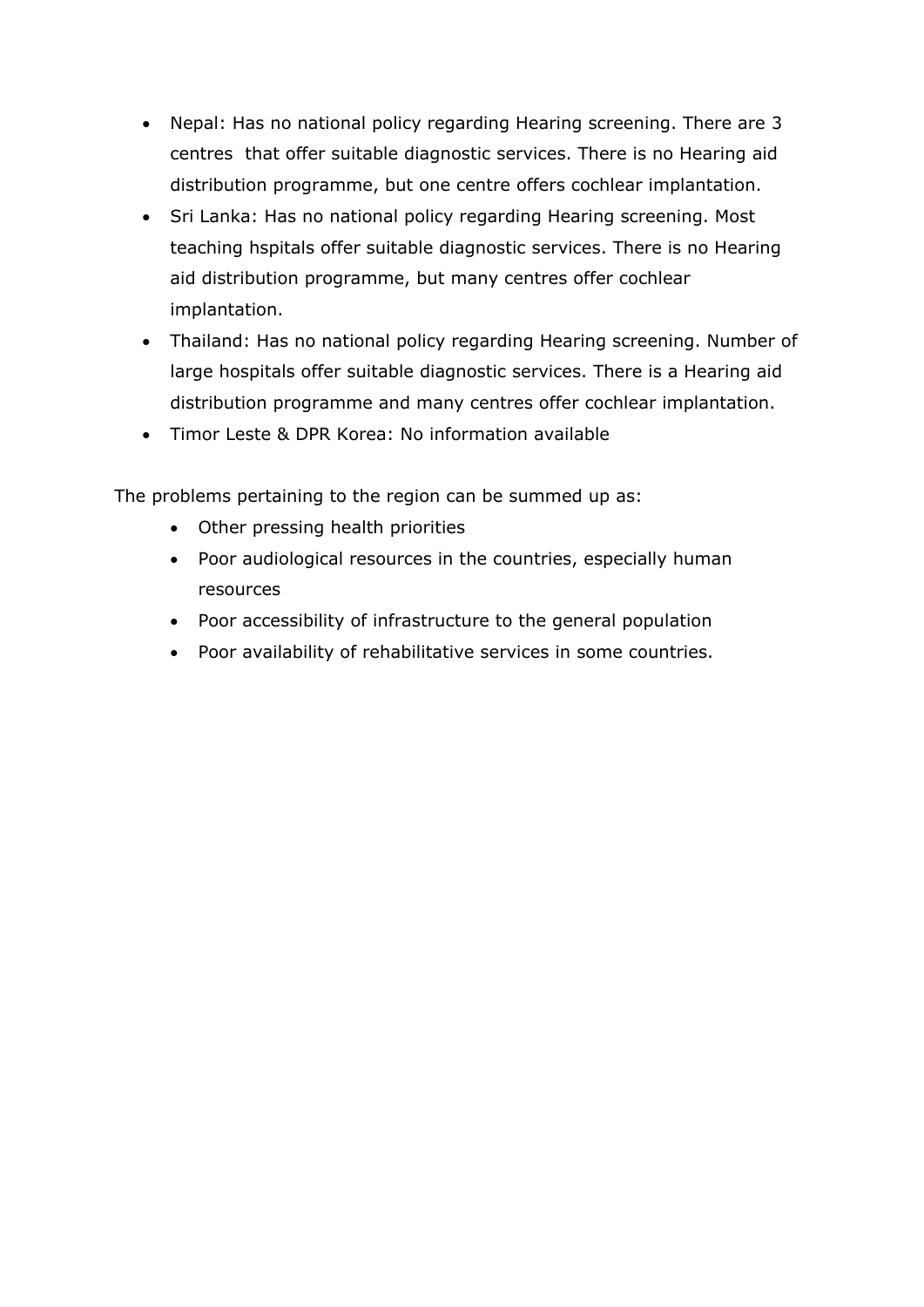- Nepal: Has no national policy regarding Hearing screening. There are 3 centres that offer suitable diagnostic services. There is no Hearing aid distribution programme, but one centre offers cochlear implantation.
- Sri Lanka: Has no national policy regarding Hearing screening. Most teaching hspitals offer suitable diagnostic services. There is no Hearing aid distribution programme, but many centres offer cochlear implantation.
- Thailand: Has no national policy regarding Hearing screening. Number of large hospitals offer suitable diagnostic services. There is a Hearing aid distribution programme and many centres offer cochlear implantation.
- Timor Leste & DPR Korea: No information available

The problems pertaining to the region can be summed up as:

- Other pressing health priorities
- Poor audiological resources in the countries, especially human resources
- Poor accessibility of infrastructure to the general population
- Poor availability of rehabilitative services in some countries.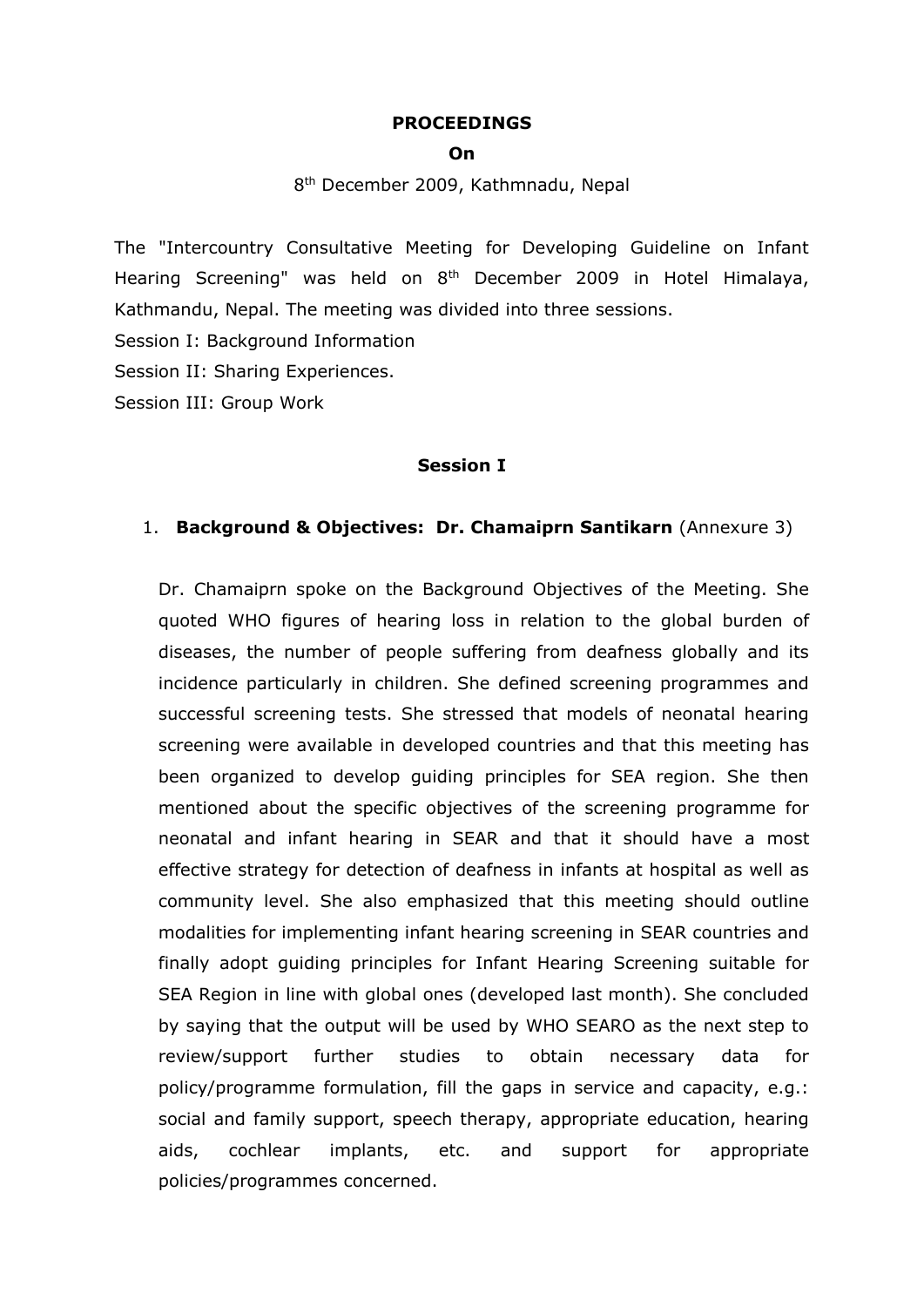**PROCEEDINGS**

**On**

8th December 2009, Kathmnadu, Nepal

The "Intercountry Consultative Meeting for Developing Guideline on Infant Hearing Screening" was held on 8th December 2009 in Hotel Himalaya, Kathmandu, Nepal. The meeting was divided into three sessions.

Session I: Background Information

Session II: Sharing Experiences.

Session III: Group Work

## Session I

1. **Background & Objectives: Dr. Chamaiprn Santikarn** (Annexure 3)

   Dr. Chamaiprn spoke on the Background Objectives of the Meeting. She quoted WHO figures of hearing loss in relation to the global burden of diseases, the number of people suffering from deafness globally and its incidence particularly in children. She defined screening programmes and successful screening tests. She stressed that models of neonatal hearing screening were available in developed countries and that this meeting has been organized to develop guiding principles for SEA region. She then mentioned about the specific objectives of the screening programme for neonatal and infant hearing in SEAR and that it should have a most effective strategy for detection of deafness in infants at hospital as well as community level. She also emphasized that this meeting should outline modalities for implementing infant hearing screening in SEAR countries and finally adopt guiding principles for Infant Hearing Screening suitable for SEA Region in line with global ones (developed last month). She concluded by saying that the output will be used by WHO SEARO as the next step to review/support further studies to obtain necessary data for policy/programme formulation, fill the gaps in service and capacity, e.g.: social and family support, speech therapy, appropriate education, hearing aids, cochlear implants, etc. and support for appropriate policies/programmes concerned.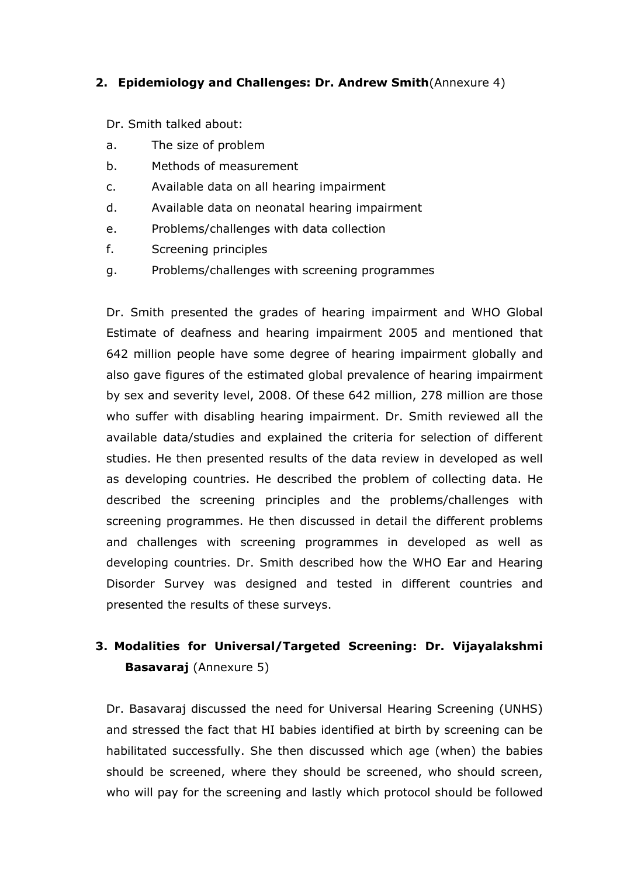## 2. Epidemiology and Challenges: Dr. Andrew Smith(Annexure 4)

Dr. Smith talked about:

a. The size of problem
b. Methods of measurement
c. Available data on all hearing impairment
d. Available data on neonatal hearing impairment
e. Problems/challenges with data collection
f. Screening principles
g. Problems/challenges with screening programmes

Dr. Smith presented the grades of hearing impairment and WHO Global Estimate of deafness and hearing impairment 2005 and mentioned that 642 million people have some degree of hearing impairment globally and also gave figures of the estimated global prevalence of hearing impairment by sex and severity level, 2008. Of these 642 million, 278 million are those who suffer with disabling hearing impairment. Dr. Smith reviewed all the available data/studies and explained the criteria for selection of different studies. He then presented results of the data review in developed as well as developing countries. He described the problem of collecting data. He described the screening principles and the problems/challenges with screening programmes. He then discussed in detail the different problems and challenges with screening programmes in developed as well as developing countries. Dr. Smith described how the WHO Ear and Hearing Disorder Survey was designed and tested in different countries and presented the results of these surveys.

## 3. Modalities for Universal/Targeted Screening: Dr. Vijayalakshmi Basavaraj (Annexure 5)

Dr. Basavaraj discussed the need for Universal Hearing Screening (UNHS) and stressed the fact that HI babies identified at birth by screening can be habilitated successfully. She then discussed which age (when) the babies should be screened, where they should be screened, who should screen, who will pay for the screening and lastly which protocol should be followed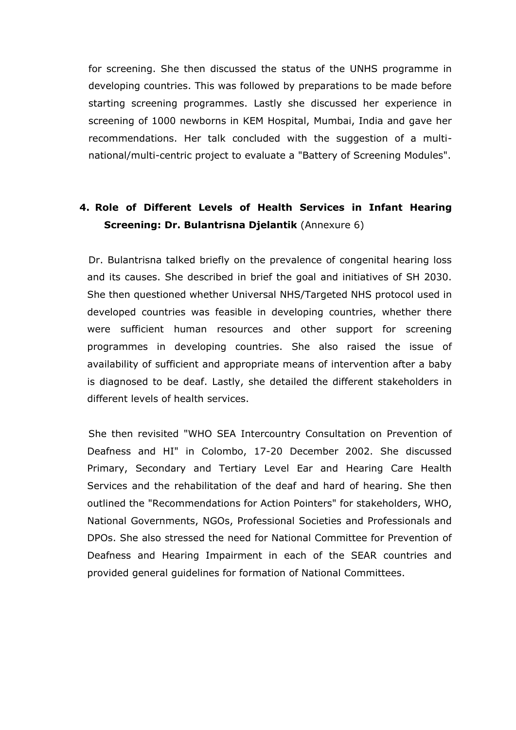for screening. She then discussed the status of the UNHS programme in developing countries. This was followed by preparations to be made before starting screening programmes. Lastly she discussed her experience in screening of 1000 newborns in KEM Hospital, Mumbai, India and gave her recommendations. Her talk concluded with the suggestion of a multi-national/multi-centric project to evaluate a "Battery of Screening Modules".

### 4. Role of Different Levels of Health Services in Infant Hearing Screening: Dr. Bulantrisna Djelantik (Annexure 6)

Dr. Bulantrisna talked briefly on the prevalence of congenital hearing loss and its causes. She described in brief the goal and initiatives of SH 2030. She then questioned whether Universal NHS/Targeted NHS protocol used in developed countries was feasible in developing countries, whether there were sufficient human resources and other support for screening programmes in developing countries. She also raised the issue of availability of sufficient and appropriate means of intervention after a baby is diagnosed to be deaf. Lastly, she detailed the different stakeholders in different levels of health services.

She then revisited "WHO SEA Intercountry Consultation on Prevention of Deafness and HI" in Colombo, 17-20 December 2002. She discussed Primary, Secondary and Tertiary Level Ear and Hearing Care Health Services and the rehabilitation of the deaf and hard of hearing. She then outlined the "Recommendations for Action Pointers" for stakeholders, WHO, National Governments, NGOs, Professional Societies and Professionals and DPOs. She also stressed the need for National Committee for Prevention of Deafness and Hearing Impairment in each of the SEAR countries and provided general guidelines for formation of National Committees.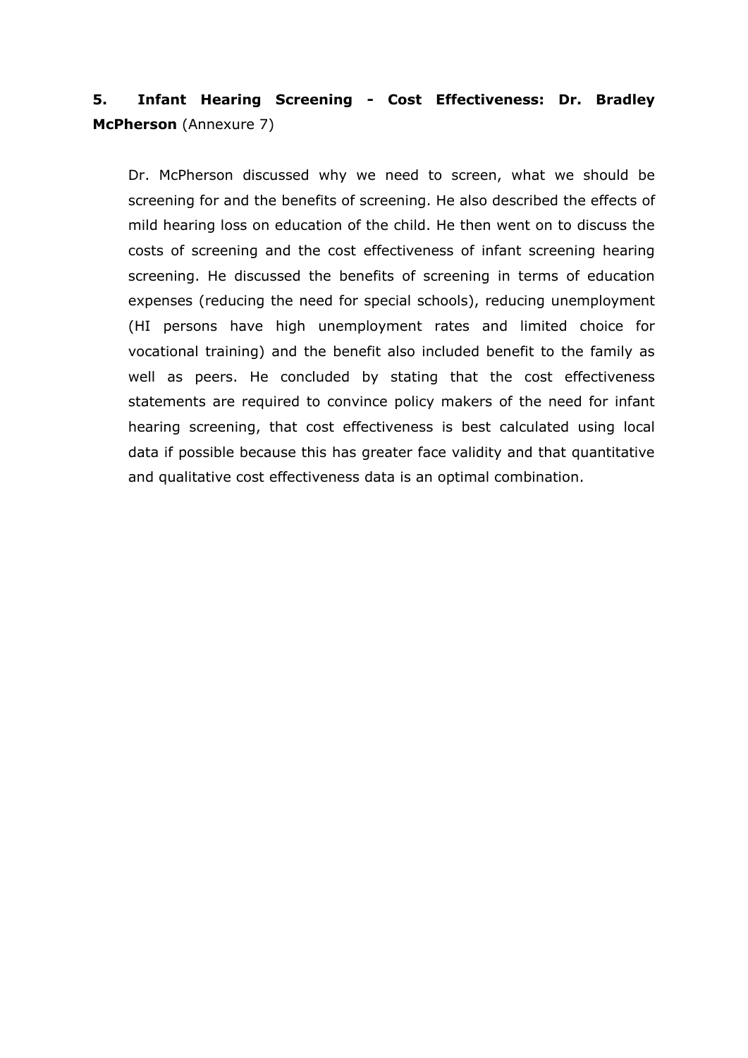**5. Infant Hearing Screening - Cost Effectiveness: Dr. Bradley McPherson** (Annexure 7)

Dr. McPherson discussed why we need to screen, what we should be screening for and the benefits of screening. He also described the effects of mild hearing loss on education of the child. He then went on to discuss the costs of screening and the cost effectiveness of infant screening hearing screening. He discussed the benefits of screening in terms of education expenses (reducing the need for special schools), reducing unemployment (HI persons have high unemployment rates and limited choice for vocational training) and the benefit also included benefit to the family as well as peers. He concluded by stating that the cost effectiveness statements are required to convince policy makers of the need for infant hearing screening, that cost effectiveness is best calculated using local data if possible because this has greater face validity and that quantitative and qualitative cost effectiveness data is an optimal combination.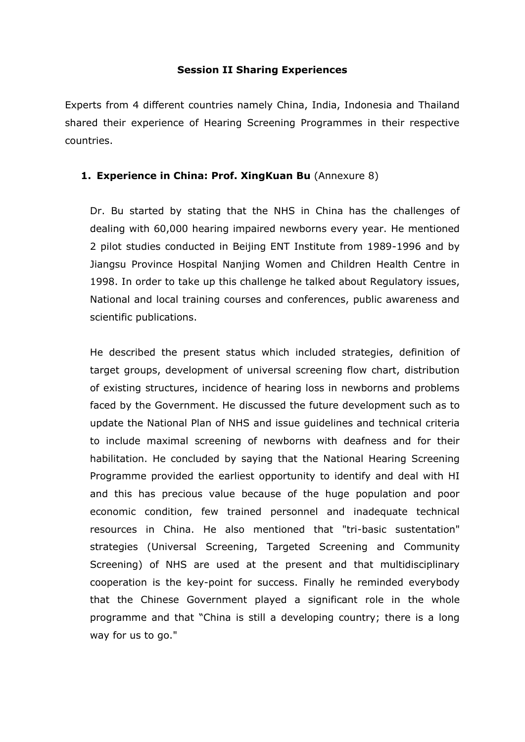## Session II Sharing Experiences

Experts from 4 different countries namely China, India, Indonesia and Thailand shared their experience of Hearing Screening Programmes in their respective countries.

### 1. Experience in China: Prof. XingKuan Bu (Annexure 8)

Dr. Bu started by stating that the NHS in China has the challenges of dealing with 60,000 hearing impaired newborns every year. He mentioned 2 pilot studies conducted in Beijing ENT Institute from 1989-1996 and by Jiangsu Province Hospital Nanjing Women and Children Health Centre in 1998. In order to take up this challenge he talked about Regulatory issues, National and local training courses and conferences, public awareness and scientific publications.

He described the present status which included strategies, definition of target groups, development of universal screening flow chart, distribution of existing structures, incidence of hearing loss in newborns and problems faced by the Government. He discussed the future development such as to update the National Plan of NHS and issue guidelines and technical criteria to include maximal screening of newborns with deafness and for their habilitation. He concluded by saying that the National Hearing Screening Programme provided the earliest opportunity to identify and deal with HI and this has precious value because of the huge population and poor economic condition, few trained personnel and inadequate technical resources in China. He also mentioned that "tri-basic sustentation" strategies (Universal Screening, Targeted Screening and Community Screening) of NHS are used at the present and that multidisciplinary cooperation is the key-point for success. Finally he reminded everybody that the Chinese Government played a significant role in the whole programme and that "China is still a developing country; there is a long way for us to go."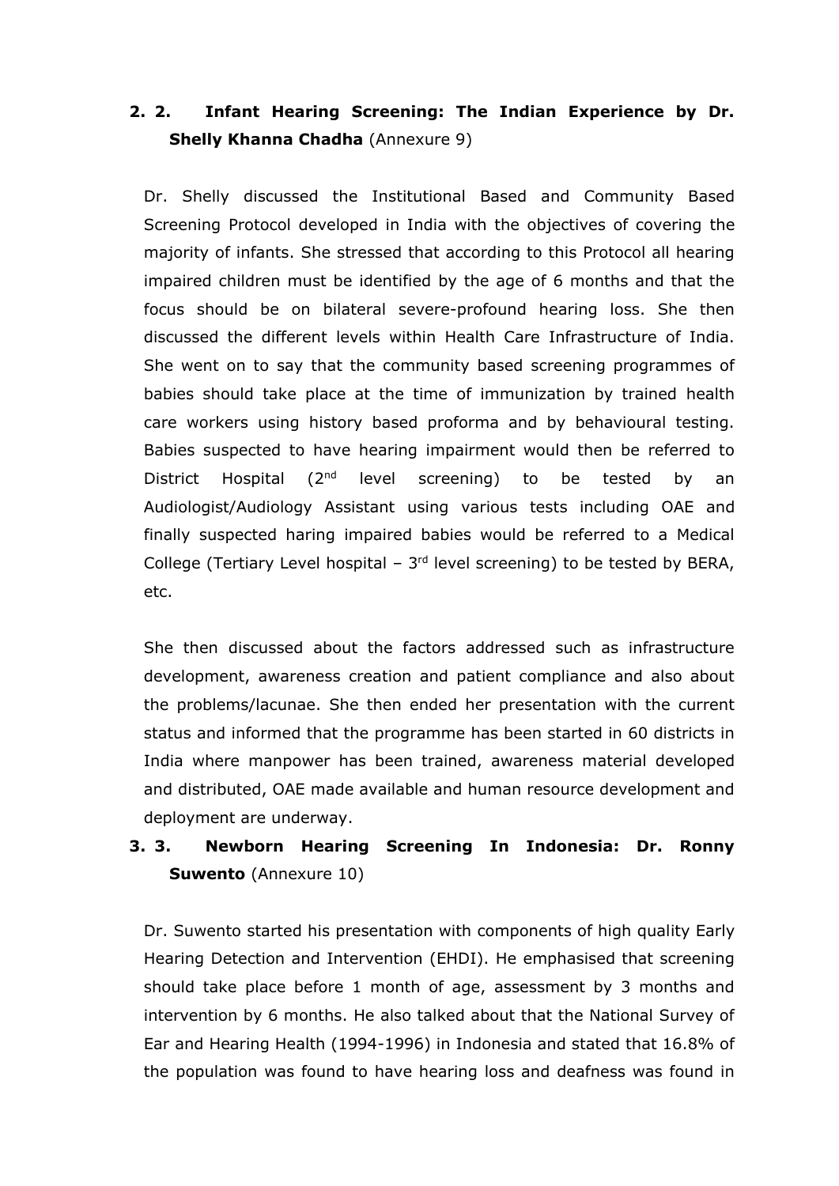## 2. 2. Infant Hearing Screening: The Indian Experience by Dr. Shelly Khanna Chadha (Annexure 9)

Dr. Shelly discussed the Institutional Based and Community Based Screening Protocol developed in India with the objectives of covering the majority of infants. She stressed that according to this Protocol all hearing impaired children must be identified by the age of 6 months and that the focus should be on bilateral severe-profound hearing loss. She then discussed the different levels within Health Care Infrastructure of India. She went on to say that the community based screening programmes of babies should take place at the time of immunization by trained health care workers using history based proforma and by behavioural testing. Babies suspected to have hearing impairment would then be referred to District Hospital (2nd level screening) to be tested by an Audiologist/Audiology Assistant using various tests including OAE and finally suspected haring impaired babies would be referred to a Medical College (Tertiary Level hospital – 3rd level screening) to be tested by BERA, etc.

She then discussed about the factors addressed such as infrastructure development, awareness creation and patient compliance and also about the problems/lacunae. She then ended her presentation with the current status and informed that the programme has been started in 60 districts in India where manpower has been trained, awareness material developed and distributed, OAE made available and human resource development and deployment are underway.

## 3. 3. Newborn Hearing Screening In Indonesia: Dr. Ronny Suwento (Annexure 10)

Dr. Suwento started his presentation with components of high quality Early Hearing Detection and Intervention (EHDI). He emphasised that screening should take place before 1 month of age, assessment by 3 months and intervention by 6 months. He also talked about that the National Survey of Ear and Hearing Health (1994-1996) in Indonesia and stated that 16.8% of the population was found to have hearing loss and deafness was found in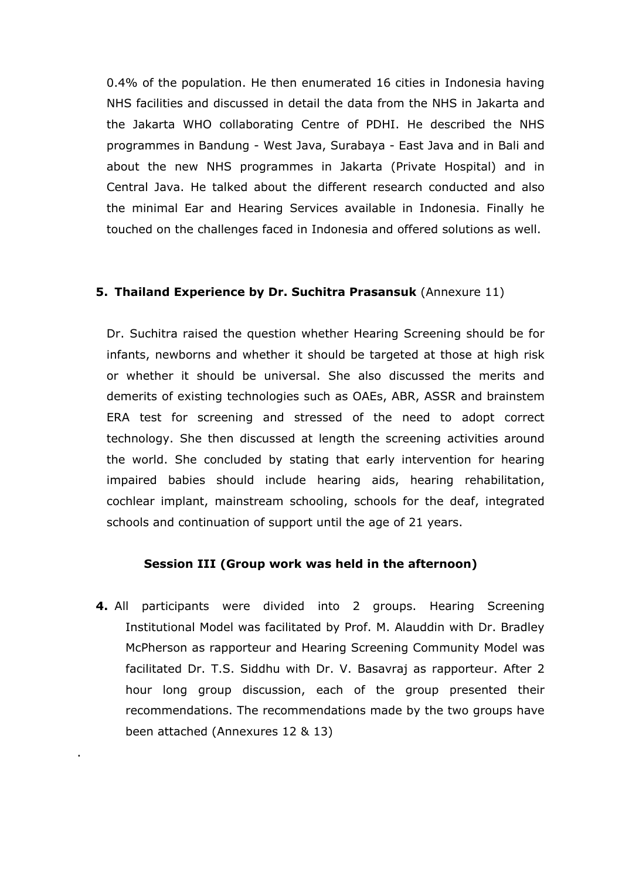0.4% of the population. He then enumerated 16 cities in Indonesia having NHS facilities and discussed in detail the data from the NHS in Jakarta and the Jakarta WHO collaborating Centre of PDHI. He described the NHS programmes in Bandung - West Java, Surabaya - East Java and in Bali and about the new NHS programmes in Jakarta (Private Hospital) and in Central Java. He talked about the different research conducted and also the minimal Ear and Hearing Services available in Indonesia. Finally he touched on the challenges faced in Indonesia and offered solutions as well.

**5. Thailand Experience by Dr. Suchitra Prasansuk** (Annexure 11)

Dr. Suchitra raised the question whether Hearing Screening should be for infants, newborns and whether it should be targeted at those at high risk or whether it should be universal. She also discussed the merits and demerits of existing technologies such as OAEs, ABR, ASSR and brainstem ERA test for screening and stressed of the need to adopt correct technology. She then discussed at length the screening activities around the world. She concluded by stating that early intervention for hearing impaired babies should include hearing aids, hearing rehabilitation, cochlear implant, mainstream schooling, schools for the deaf, integrated schools and continuation of support until the age of 21 years.

**Session III (Group work was held in the afternoon)**

**4.** All participants were divided into 2 groups. Hearing Screening Institutional Model was facilitated by Prof. M. Alauddin with Dr. Bradley McPherson as rapporteur and Hearing Screening Community Model was facilitated Dr. T.S. Siddhu with Dr. V. Basavraj as rapporteur. After 2 hour long group discussion, each of the group presented their recommendations. The recommendations made by the two groups have been attached (Annexures 12 & 13)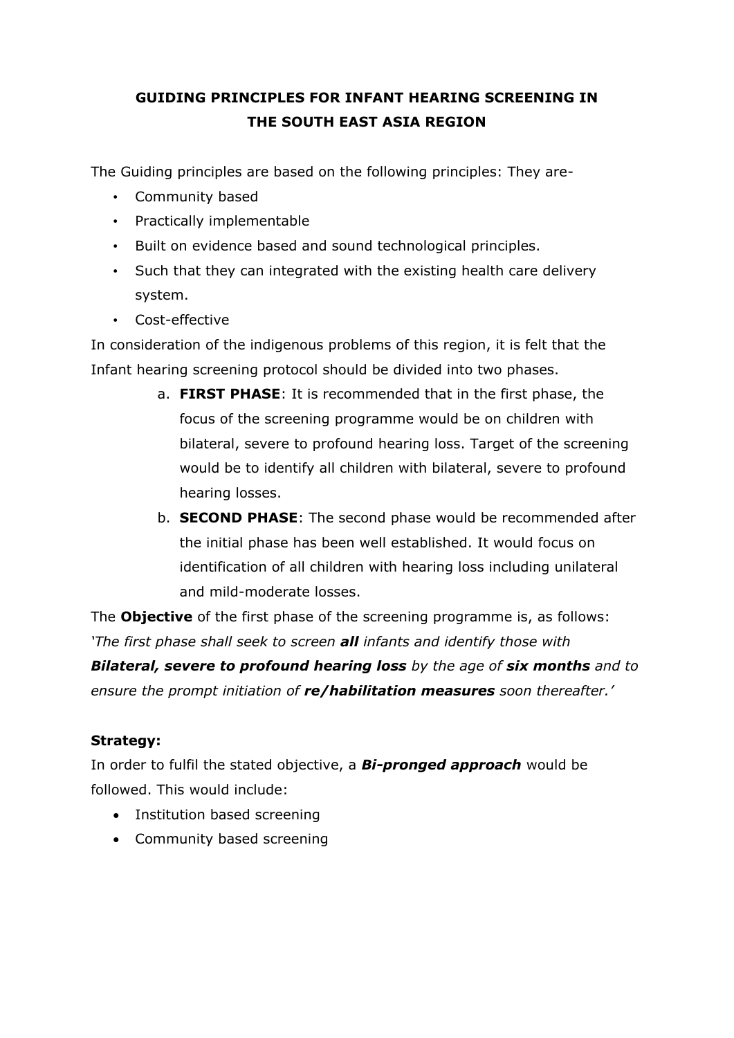## GUIDING PRINCIPLES FOR INFANT HEARING SCREENING IN THE SOUTH EAST ASIA REGION

The Guiding principles are based on the following principles: They are-

- Community based
- Practically implementable
- Built on evidence based and sound technological principles.
- Such that they can integrated with the existing health care delivery system.
- Cost-effective

In consideration of the indigenous problems of this region, it is felt that the Infant hearing screening protocol should be divided into two phases.

a. **FIRST PHASE**: It is recommended that in the first phase, the focus of the screening programme would be on children with bilateral, severe to profound hearing loss. Target of the screening would be to identify all children with bilateral, severe to profound hearing losses.
b. **SECOND PHASE**: The second phase would be recommended after the initial phase has been well established. It would focus on identification of all children with hearing loss including unilateral and mild-moderate losses.

The **Objective** of the first phase of the screening programme is, as follows:
*'The first phase shall seek to screen **all** infants and identify those with **Bilateral, severe to profound hearing loss** by the age of **six months** and to ensure the prompt initiation of **re/habilitation measures** soon thereafter.'*

**Strategy:**

In order to fulfil the stated objective, a ***Bi-pronged approach*** would be followed. This would include:

- Institution based screening
- Community based screening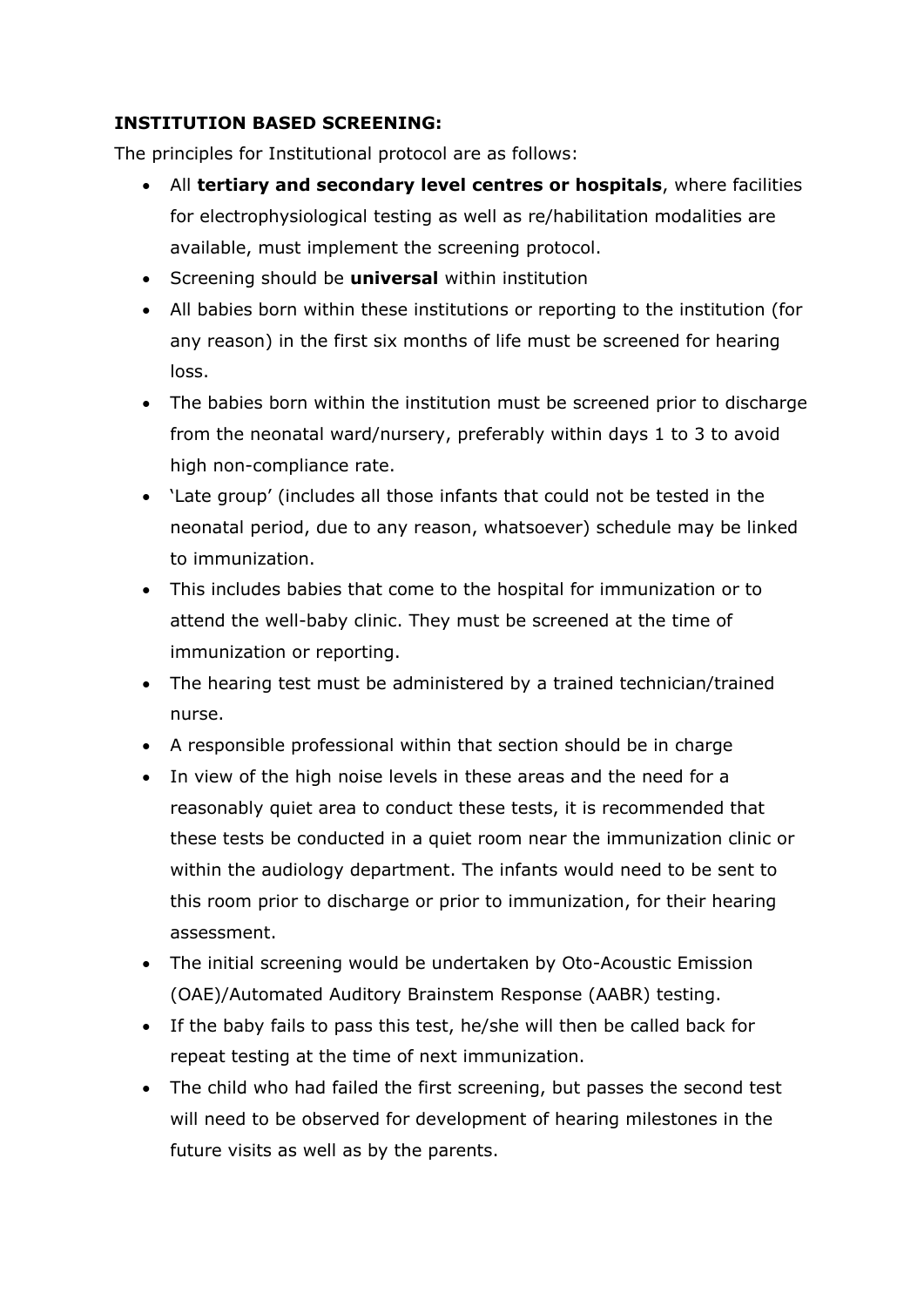**INSTITUTION BASED SCREENING:**

The principles for Institutional protocol are as follows:

- All **tertiary and secondary level centres or hospitals**, where facilities for electrophysiological testing as well as re/habilitation modalities are available, must implement the screening protocol.
- Screening should be **universal** within institution
- All babies born within these institutions or reporting to the institution (for any reason) in the first six months of life must be screened for hearing loss.
- The babies born within the institution must be screened prior to discharge from the neonatal ward/nursery, preferably within days 1 to 3 to avoid high non-compliance rate.
- 'Late group' (includes all those infants that could not be tested in the neonatal period, due to any reason, whatsoever) schedule may be linked to immunization.
- This includes babies that come to the hospital for immunization or to attend the well-baby clinic. They must be screened at the time of immunization or reporting.
- The hearing test must be administered by a trained technician/trained nurse.
- A responsible professional within that section should be in charge
- In view of the high noise levels in these areas and the need for a reasonably quiet area to conduct these tests, it is recommended that these tests be conducted in a quiet room near the immunization clinic or within the audiology department. The infants would need to be sent to this room prior to discharge or prior to immunization, for their hearing assessment.
- The initial screening would be undertaken by Oto-Acoustic Emission (OAE)/Automated Auditory Brainstem Response (AABR) testing.
- If the baby fails to pass this test, he/she will then be called back for repeat testing at the time of next immunization.
- The child who had failed the first screening, but passes the second test will need to be observed for development of hearing milestones in the future visits as well as by the parents.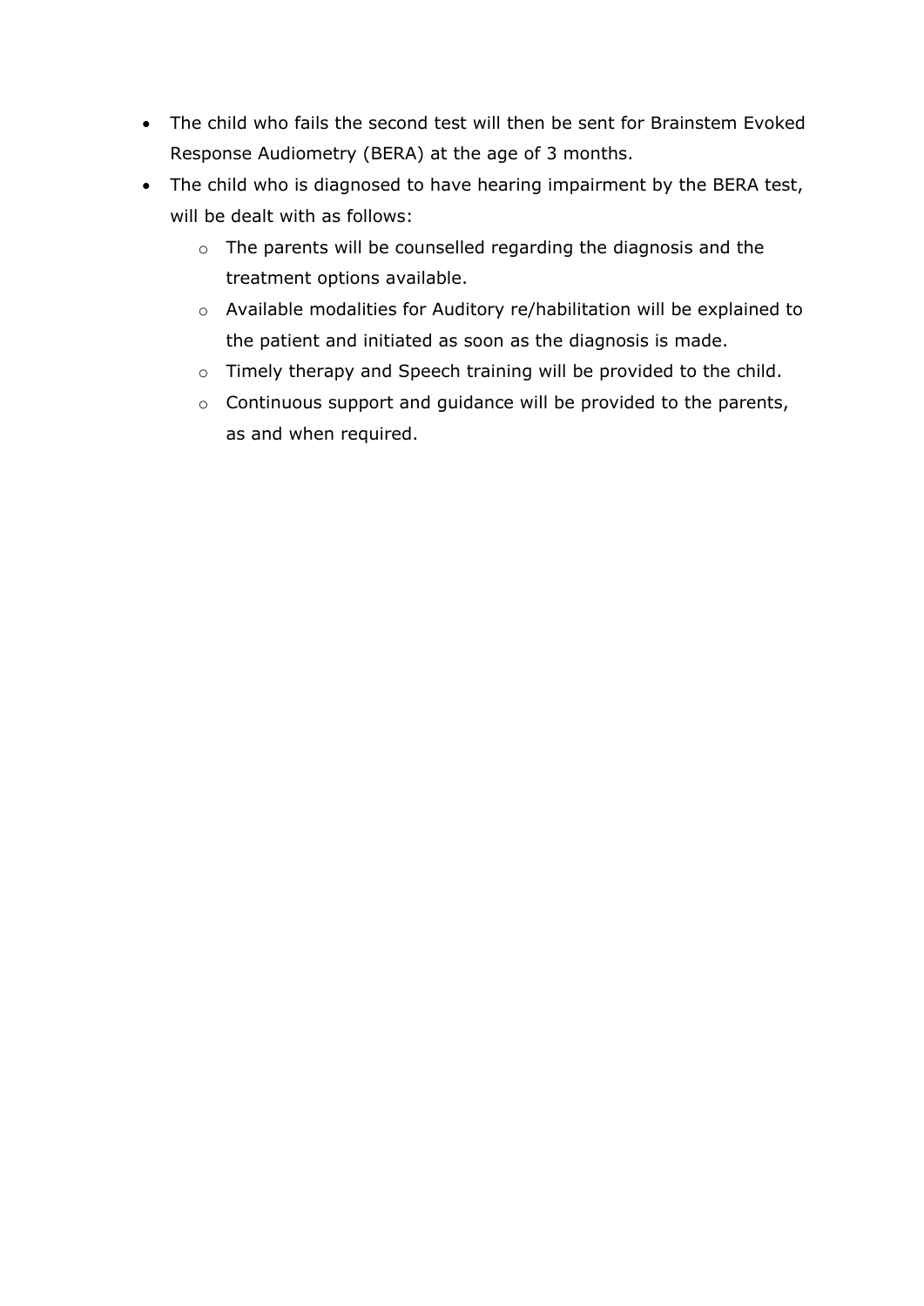- The child who fails the second test will then be sent for Brainstem Evoked Response Audiometry (BERA) at the age of 3 months.
- The child who is diagnosed to have hearing impairment by the BERA test, will be dealt with as follows:
    - The parents will be counselled regarding the diagnosis and the treatment options available.
    - Available modalities for Auditory re/habilitation will be explained to the patient and initiated as soon as the diagnosis is made.
    - Timely therapy and Speech training will be provided to the child.
    - Continuous support and guidance will be provided to the parents, as and when required.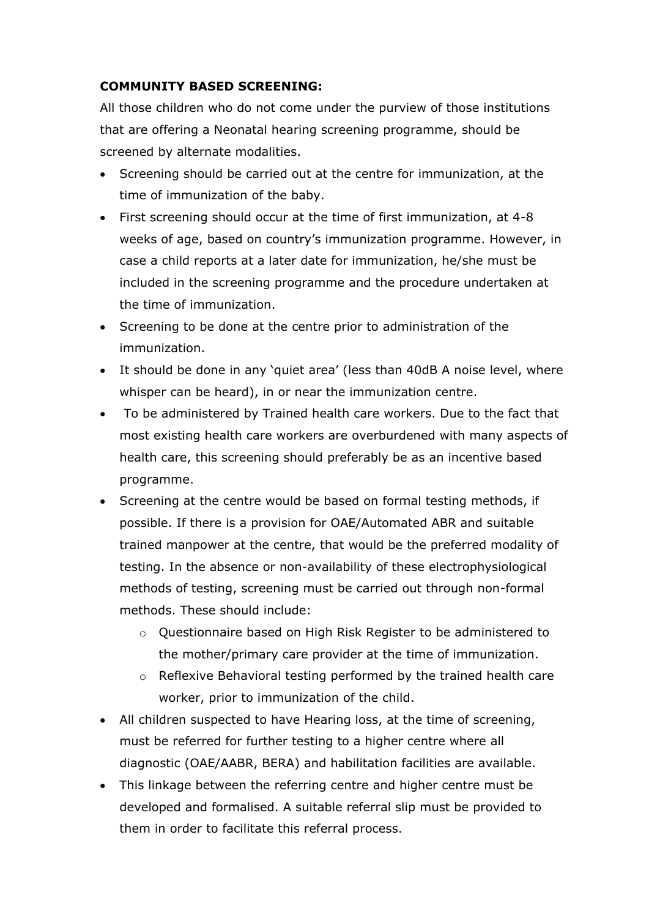**COMMUNITY BASED SCREENING:**

All those children who do not come under the purview of those institutions that are offering a Neonatal hearing screening programme, should be screened by alternate modalities.

- Screening should be carried out at the centre for immunization, at the time of immunization of the baby.
- First screening should occur at the time of first immunization, at 4-8 weeks of age, based on country's immunization programme. However, in case a child reports at a later date for immunization, he/she must be included in the screening programme and the procedure undertaken at the time of immunization.
- Screening to be done at the centre prior to administration of the immunization.
- It should be done in any 'quiet area' (less than 40dB A noise level, where whisper can be heard), in or near the immunization centre.
- To be administered by Trained health care workers. Due to the fact that most existing health care workers are overburdened with many aspects of health care, this screening should preferably be as an incentive based programme.
- Screening at the centre would be based on formal testing methods, if possible. If there is a provision for OAE/Automated ABR and suitable trained manpower at the centre, that would be the preferred modality of testing. In the absence or non-availability of these electrophysiological methods of testing, screening must be carried out through non-formal methods. These should include:
  - Questionnaire based on High Risk Register to be administered to the mother/primary care provider at the time of immunization.
  - Reflexive Behavioral testing performed by the trained health care worker, prior to immunization of the child.
- All children suspected to have Hearing loss, at the time of screening, must be referred for further testing to a higher centre where all diagnostic (OAE/AABR, BERA) and habilitation facilities are available.
- This linkage between the referring centre and higher centre must be developed and formalised. A suitable referral slip must be provided to them in order to facilitate this referral process.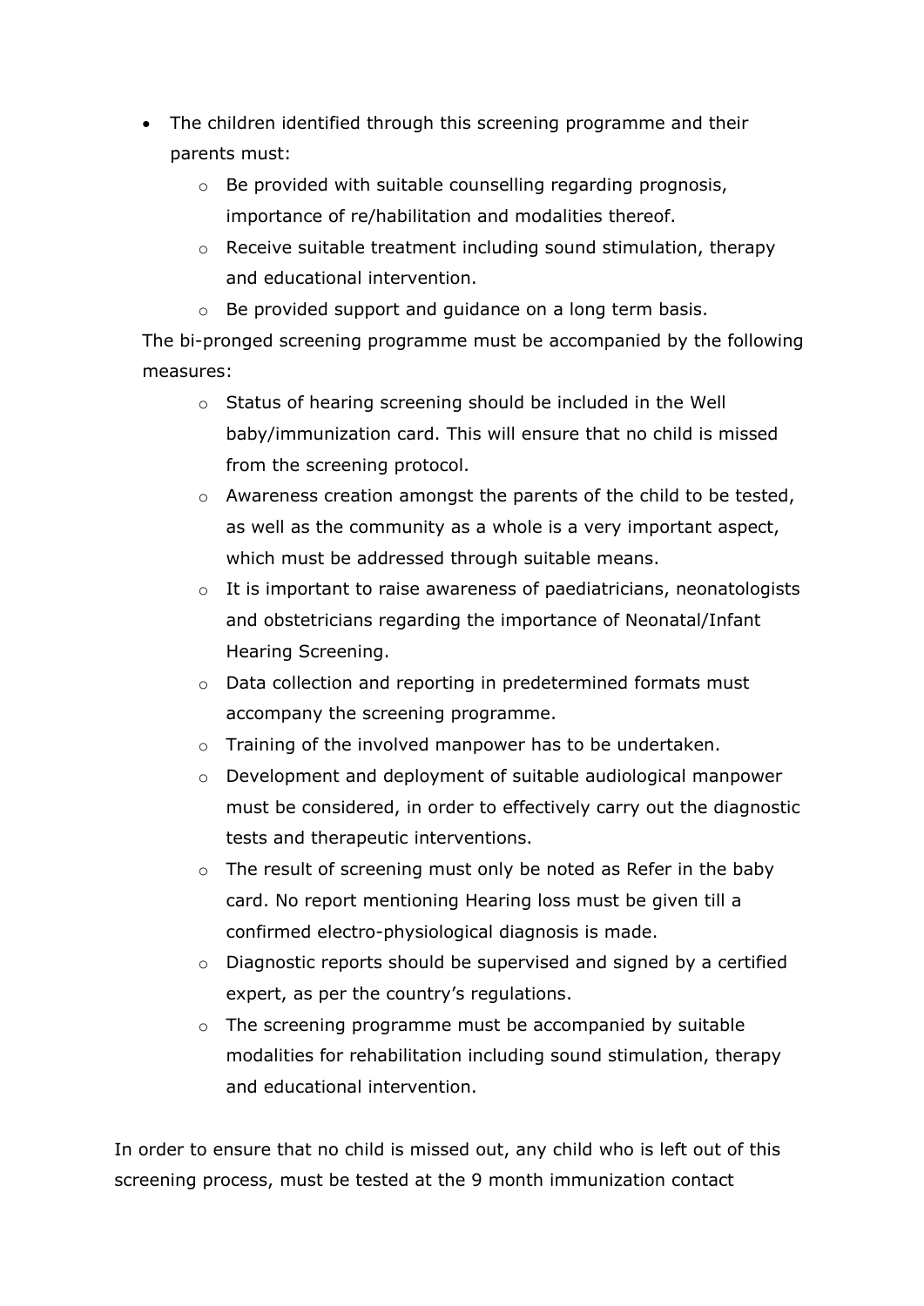- The children identified through this screening programme and their parents must:
    - Be provided with suitable counselling regarding prognosis, importance of re/habilitation and modalities thereof.
    - Receive suitable treatment including sound stimulation, therapy and educational intervention.
    - Be provided support and guidance on a long term basis.

  The bi-pronged screening programme must be accompanied by the following measures:
    - Status of hearing screening should be included in the Well baby/immunization card. This will ensure that no child is missed from the screening protocol.
    - Awareness creation amongst the parents of the child to be tested, as well as the community as a whole is a very important aspect, which must be addressed through suitable means.
    - It is important to raise awareness of paediatricians, neonatologists and obstetricians regarding the importance of Neonatal/Infant Hearing Screening.
    - Data collection and reporting in predetermined formats must accompany the screening programme.
    - Training of the involved manpower has to be undertaken.
    - Development and deployment of suitable audiological manpower must be considered, in order to effectively carry out the diagnostic tests and therapeutic interventions.
    - The result of screening must only be noted as Refer in the baby card. No report mentioning Hearing loss must be given till a confirmed electro-physiological diagnosis is made.
    - Diagnostic reports should be supervised and signed by a certified expert, as per the country's regulations.
    - The screening programme must be accompanied by suitable modalities for rehabilitation including sound stimulation, therapy and educational intervention.

In order to ensure that no child is missed out, any child who is left out of this screening process, must be tested at the 9 month immunization contact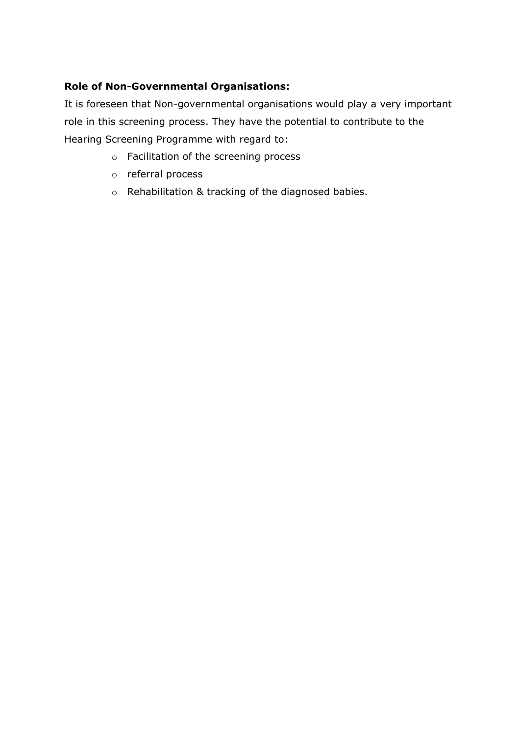**Role of Non-Governmental Organisations:**

It is foreseen that Non-governmental organisations would play a very important role in this screening process. They have the potential to contribute to the Hearing Screening Programme with regard to:

- Facilitation of the screening process
- referral process
- Rehabilitation & tracking of the diagnosed babies.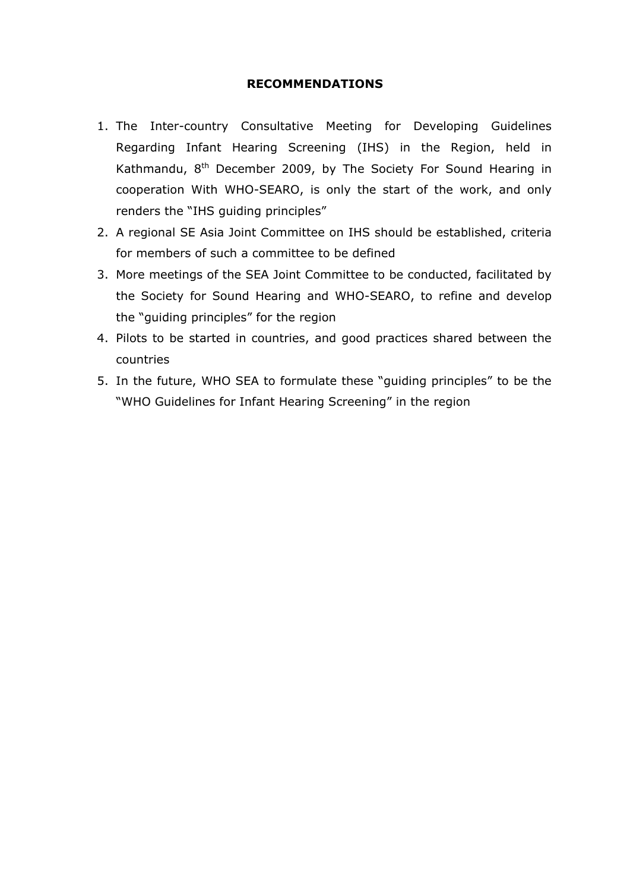# RECOMMENDATIONS

1. The Inter-country Consultative Meeting for Developing Guidelines Regarding Infant Hearing Screening (IHS) in the Region, held in Kathmandu, 8th December 2009, by The Society For Sound Hearing in cooperation With WHO-SEARO, is only the start of the work, and only renders the "IHS guiding principles"
2. A regional SE Asia Joint Committee on IHS should be established, criteria for members of such a committee to be defined
3. More meetings of the SEA Joint Committee to be conducted, facilitated by the Society for Sound Hearing and WHO-SEARO, to refine and develop the "guiding principles" for the region
4. Pilots to be started in countries, and good practices shared between the countries
5. In the future, WHO SEA to formulate these "guiding principles" to be the "WHO Guidelines for Infant Hearing Screening" in the region